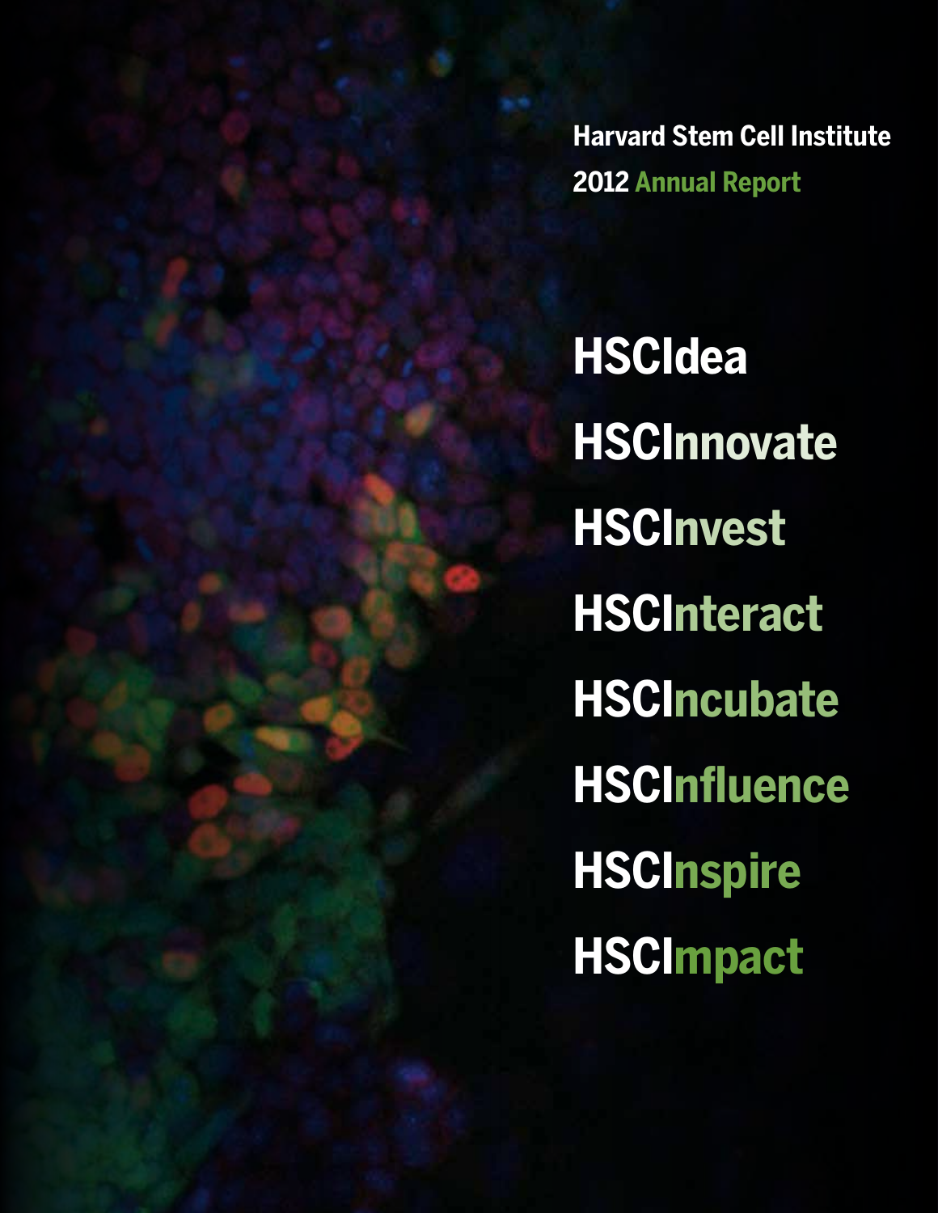# Harvard Stem Cell Institute

## 2012 Annual Report

**HSCIdea**

**HSCInnovate**

**HSCInvest**

**HSCInteract**

**HSCIncubate**

**HSCInfluence**

**HSCInspire**

**HSCImpact**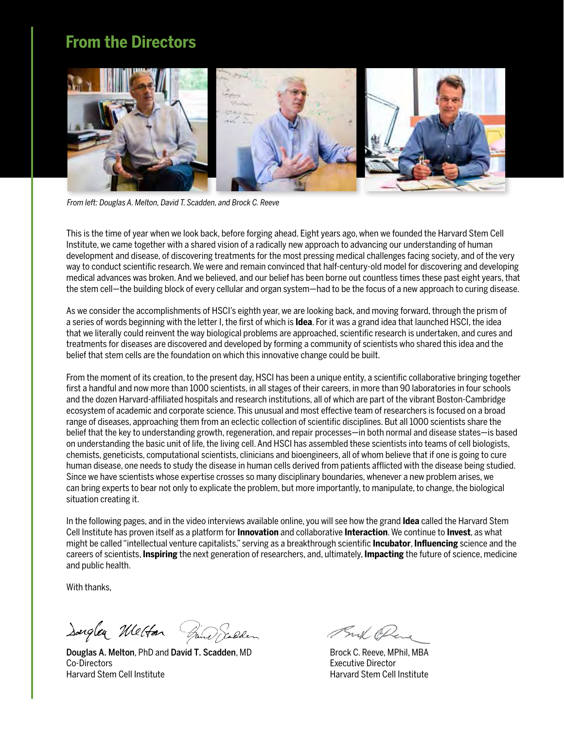## From the Directors

*From left: Douglas A. Melton, David T. Scadden, and Brock C. Reeve*

This is the time of year when we look back, before forging ahead. Eight years ago, when we founded the Harvard Stem Cell Institute, we came together with a shared vision of a radically new approach to advancing our understanding of human development and disease, of discovering treatments for the most pressing medical challenges facing society, and of the very way to conduct scientific research. We were and remain convinced that half-century-old model for discovering and developing medical advances was broken. And we believed, and our belief has been borne out countless times these past eight years, that the stem cell—the building block of every cellular and organ system—had to be the focus of a new approach to curing disease.

As we consider the accomplishments of HSCI's eighth year, we are looking back, and moving forward, through the prism of a series of words beginning with the letter I, the first of which is **Idea**. For it was a grand idea that launched HSCI, the idea that we literally could reinvent the way biological problems are approached, scientific research is undertaken, and cures and treatments for diseases are discovered and developed by forming a community of scientists who shared this idea and the belief that stem cells are the foundation on which this innovative change could be built.

From the moment of its creation, to the present day, HSCI has been a unique entity, a scientific collaborative bringing together first a handful and now more than 1000 scientists, in all stages of their careers, in more than 90 laboratories in four schools and the dozen Harvard-affiliated hospitals and research institutions, all of which are part of the vibrant Boston-Cambridge ecosystem of academic and corporate science. This unusual and most effective team of researchers is focused on a broad range of diseases, approaching them from an eclectic collection of scientific disciplines. But all 1000 scientists share the belief that the key to understanding growth, regeneration, and repair processes—in both normal and disease states—is based on understanding the basic unit of life, the living cell. And HSCI has assembled these scientists into teams of cell biologists, chemists, geneticists, computational scientists, clinicians and bioengineers, all of whom believe that if one is going to cure human disease, one needs to study the disease in human cells derived from patients afflicted with the disease being studied. Since we have scientists whose expertise crosses so many disciplinary boundaries, whenever a new problem arises, we can bring experts to bear not only to explicate the problem, but more importantly, to manipulate, to change, the biological situation creating it.

In the following pages, and in the video interviews available online, you will see how the grand **Idea** called the Harvard Stem Cell Institute has proven itself as a platform for **Innovation** and collaborative **Interaction**. We continue to **Invest**, as what might be called "intellectual venture capitalists," serving as a breakthrough scientific **Incubator**, **Influencing** science and the careers of scientists, **Inspiring** the next generation of researchers, and, ultimately, **Impacting** the future of science, medicine and public health.

With thanks,

**Douglas A. Melton**, PhD and **David T. Scadden**, MD
Co-Directors
Harvard Stem Cell Institute

Brock C. Reeve, MPhil, MBA
Executive Director
Harvard Stem Cell Institute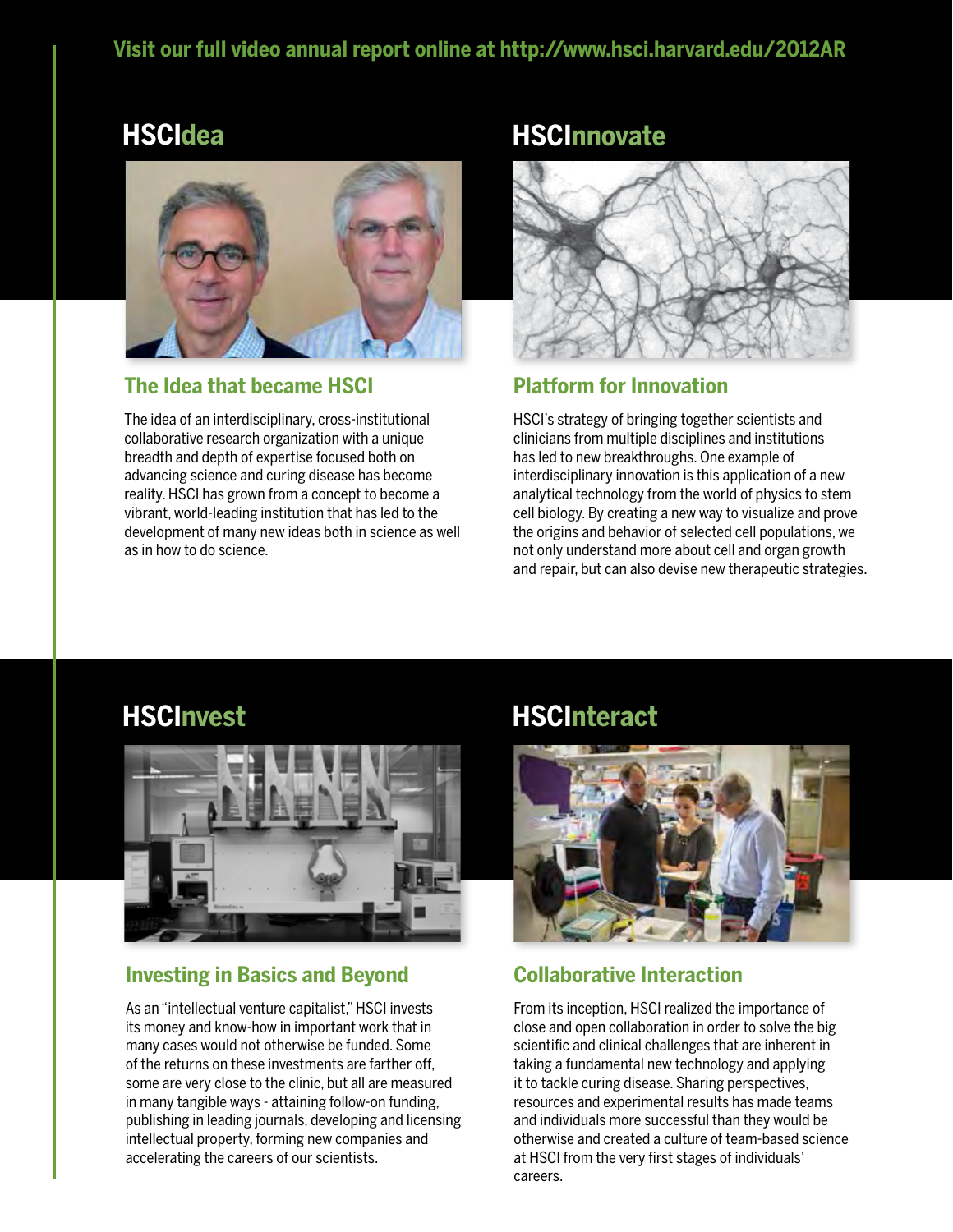**Visit our full video annual report online at http://www.hsci.harvard.edu/2012AR**

## HSCIdea

### The Idea that became HSCI

The idea of an interdisciplinary, cross-institutional collaborative research organization with a unique breadth and depth of expertise focused both on advancing science and curing disease has become reality. HSCI has grown from a concept to become a vibrant, world-leading institution that has led to the development of many new ideas both in science as well as in how to do science.

## HSCInnovate

### Platform for Innovation

HSCI's strategy of bringing together scientists and clinicians from multiple disciplines and institutions has led to new breakthroughs. One example of interdisciplinary innovation is this application of a new analytical technology from the world of physics to stem cell biology. By creating a new way to visualize and prove the origins and behavior of selected cell populations, we not only understand more about cell and organ growth and repair, but can also devise new therapeutic strategies.

## HSCInvest

### Investing in Basics and Beyond

As an "intellectual venture capitalist," HSCI invests its money and know-how in important work that in many cases would not otherwise be funded. Some of the returns on these investments are farther off, some are very close to the clinic, but all are measured in many tangible ways - attaining follow-on funding, publishing in leading journals, developing and licensing intellectual property, forming new companies and accelerating the careers of our scientists.

## HSCInteract

### Collaborative Interaction

From its inception, HSCI realized the importance of close and open collaboration in order to solve the big scientific and clinical challenges that are inherent in taking a fundamental new technology and applying it to tackle curing disease. Sharing perspectives, resources and experimental results has made teams and individuals more successful than they would be otherwise and created a culture of team-based science at HSCI from the very first stages of individuals' careers.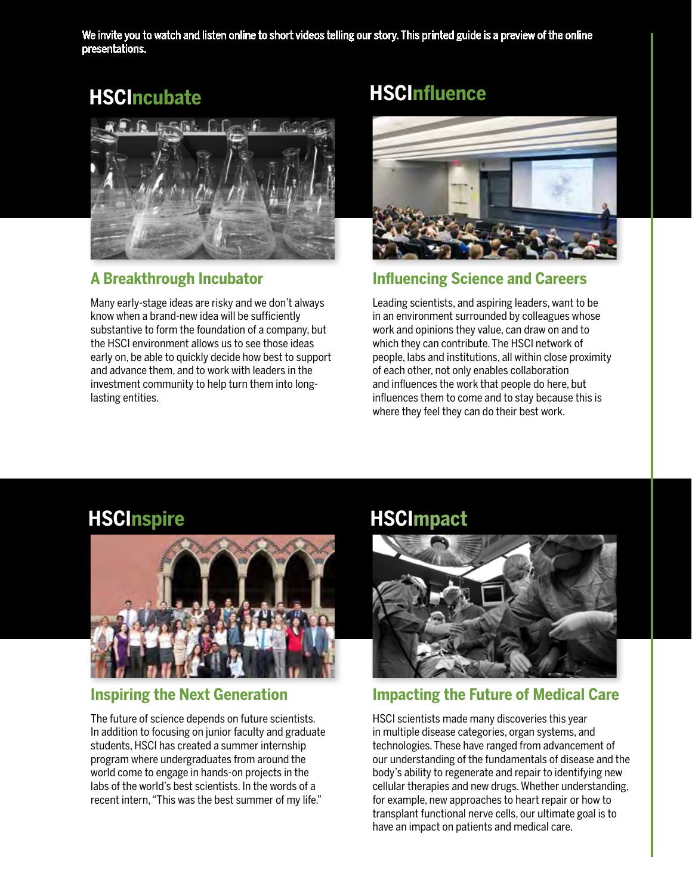We invite you to watch and listen online to short videos telling our story. This printed guide is a preview of the online presentations.

## HSCIncubate

### A Breakthrough Incubator

Many early-stage ideas are risky and we don't always know when a brand-new idea will be sufficiently substantive to form the foundation of a company, but the HSCI environment allows us to see those ideas early on, be able to quickly decide how best to support and advance them, and to work with leaders in the investment community to help turn them into long-lasting entities.

## HSCInfluence

### Influencing Science and Careers

Leading scientists, and aspiring leaders, want to be in an environment surrounded by colleagues whose work and opinions they value, can draw on and to which they can contribute. The HSCI network of people, labs and institutions, all within close proximity of each other, not only enables collaboration and influences the work that people do here, but influences them to come and to stay because this is where they feel they can do their best work.

## HSCInspire

### Inspiring the Next Generation

The future of science depends on future scientists. In addition to focusing on junior faculty and graduate students, HSCI has created a summer internship program where undergraduates from around the world come to engage in hands-on projects in the labs of the world's best scientists. In the words of a recent intern, "This was the best summer of my life."

## HSCImpact

### Impacting the Future of Medical Care

HSCI scientists made many discoveries this year in multiple disease categories, organ systems, and technologies. These have ranged from advancement of our understanding of the fundamentals of disease and the body's ability to regenerate and repair to identifying new cellular therapies and new drugs. Whether understanding, for example, new approaches to heart repair or how to transplant functional nerve cells, our ultimate goal is to have an impact on patients and medical care.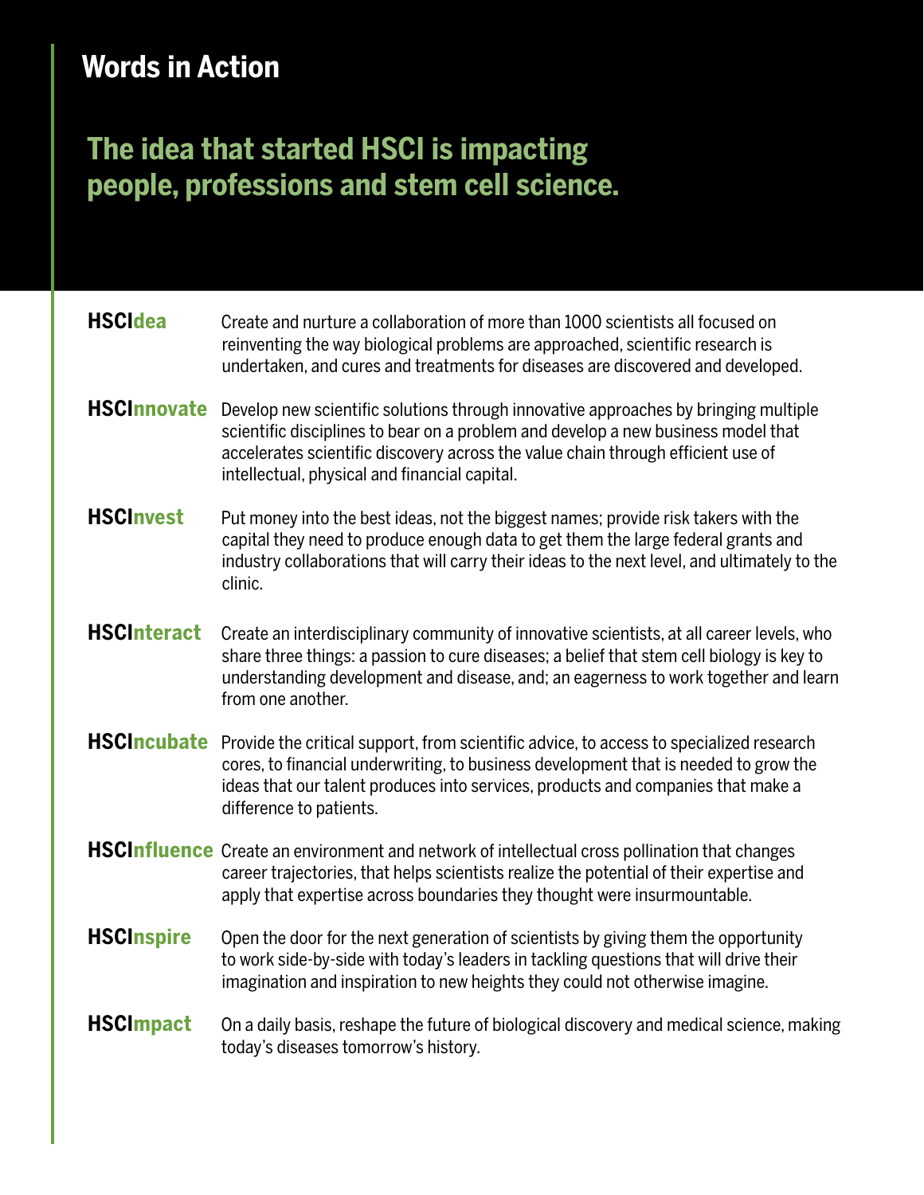# Words in Action

## The idea that started HSCI is impacting people, professions and stem cell science.

**HSCIdea** Create and nurture a collaboration of more than 1000 scientists all focused on reinventing the way biological problems are approached, scientific research is undertaken, and cures and treatments for diseases are discovered and developed.

**HSCInnovate** Develop new scientific solutions through innovative approaches by bringing multiple scientific disciplines to bear on a problem and develop a new business model that accelerates scientific discovery across the value chain through efficient use of intellectual, physical and financial capital.

**HSCInvest** Put money into the best ideas, not the biggest names; provide risk takers with the capital they need to produce enough data to get them the large federal grants and industry collaborations that will carry their ideas to the next level, and ultimately to the clinic.

**HSCInteract** Create an interdisciplinary community of innovative scientists, at all career levels, who share three things: a passion to cure diseases; a belief that stem cell biology is key to understanding development and disease, and; an eagerness to work together and learn from one another.

**HSCIncubate** Provide the critical support, from scientific advice, to access to specialized research cores, to financial underwriting, to business development that is needed to grow the ideas that our talent produces into services, products and companies that make a difference to patients.

**HSCInfluence** Create an environment and network of intellectual cross pollination that changes career trajectories, that helps scientists realize the potential of their expertise and apply that expertise across boundaries they thought were insurmountable.

**HSCInspire** Open the door for the next generation of scientists by giving them the opportunity to work side-by-side with today's leaders in tackling questions that will drive their imagination and inspiration to new heights they could not otherwise imagine.

**HSCImpact** On a daily basis, reshape the future of biological discovery and medical science, making today's diseases tomorrow's history.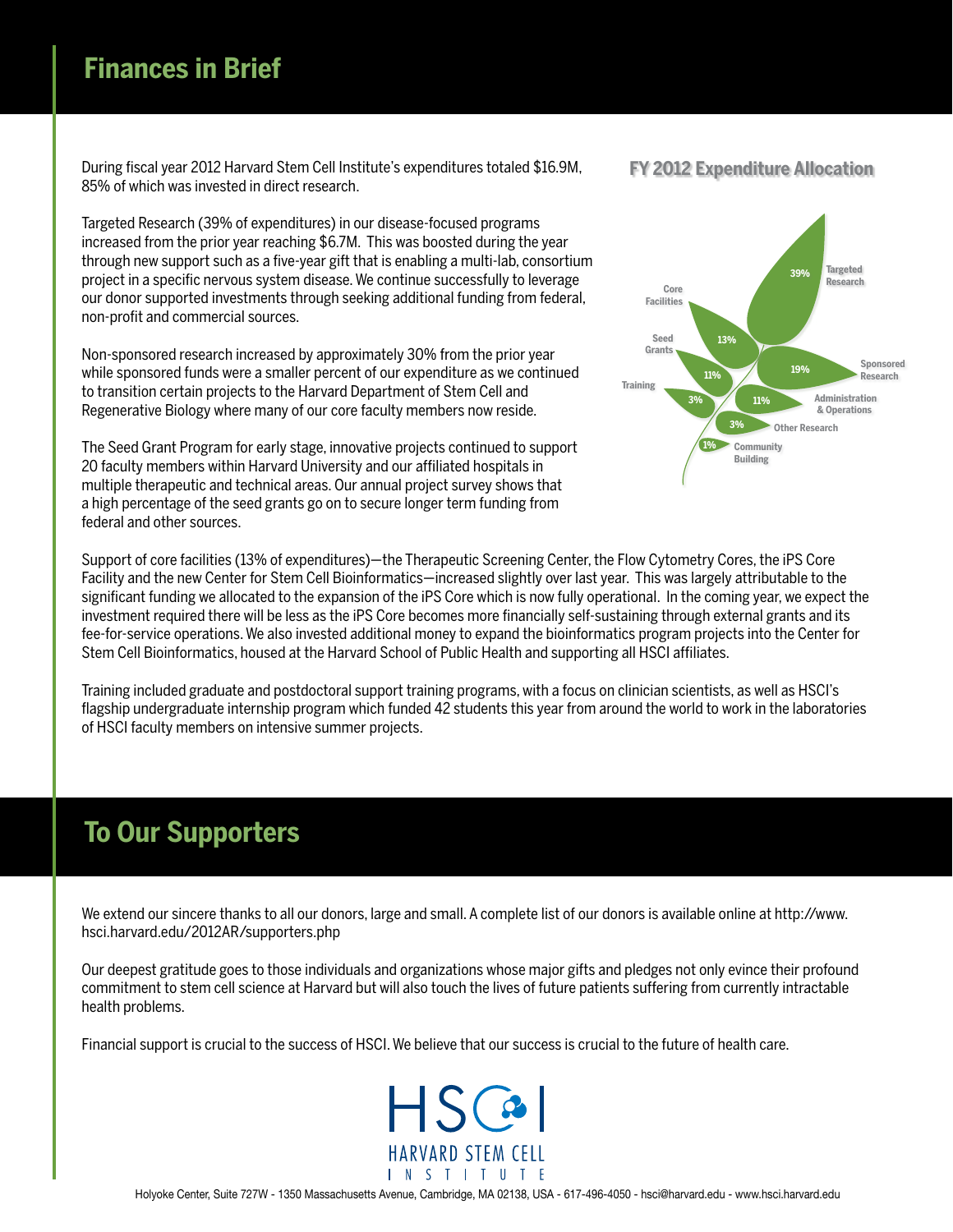## Finances in Brief

During fiscal year 2012 Harvard Stem Cell Institute's expenditures totaled $16.9M, 85% of which was invested in direct research.

Targeted Research (39% of expenditures) in our disease-focused programs increased from the prior year reaching $6.7M. This was boosted during the year through new support such as a five-year gift that is enabling a multi-lab, consortium project in a specific nervous system disease. We continue successfully to leverage our donor supported investments through seeking additional funding from federal, non-profit and commercial sources.

Non-sponsored research increased by approximately 30% from the prior year while sponsored funds were a smaller percent of our expenditure as we continued to transition certain projects to the Harvard Department of Stem Cell and Regenerative Biology where many of our core faculty members now reside.

The Seed Grant Program for early stage, innovative projects continued to support 20 faculty members within Harvard University and our affiliated hospitals in multiple therapeutic and technical areas. Our annual project survey shows that a high percentage of the seed grants go on to secure longer term funding from federal and other sources.

**FY 2012 Expenditure Allocation**

39% Targeted Research
19% Sponsored Research
13% Core Facilities
11% Seed Grants
11% Administration & Operations
3% Training
3% Other Research
1% Community Building

Support of core facilities (13% of expenditures)—the Therapeutic Screening Center, the Flow Cytometry Cores, the iPS Core Facility and the new Center for Stem Cell Bioinformatics—increased slightly over last year. This was largely attributable to the significant funding we allocated to the expansion of the iPS Core which is now fully operational. In the coming year, we expect the investment required there will be less as the iPS Core becomes more financially self-sustaining through external grants and its fee-for-service operations. We also invested additional money to expand the bioinformatics program projects into the Center for Stem Cell Bioinformatics, housed at the Harvard School of Public Health and supporting all HSCI affiliates.

Training included graduate and postdoctoral support training programs, with a focus on clinician scientists, as well as HSCI's flagship undergraduate internship program which funded 42 students this year from around the world to work in the laboratories of HSCI faculty members on intensive summer projects.

## To Our Supporters

We extend our sincere thanks to all our donors, large and small. A complete list of our donors is available online at http://www.hsci.harvard.edu/2012AR/supporters.php

Our deepest gratitude goes to those individuals and organizations whose major gifts and pledges not only evince their profound commitment to stem cell science at Harvard but will also touch the lives of future patients suffering from currently intractable health problems.

Financial support is crucial to the success of HSCI. We believe that our success is crucial to the future of health care.

HSCI
HARVARD STEM CELL INSTITUTE

Holyoke Center, Suite 727W - 1350 Massachusetts Avenue, Cambridge, MA 02138, USA - 617-496-4050 - hsci@harvard.edu - www.hsci.harvard.edu